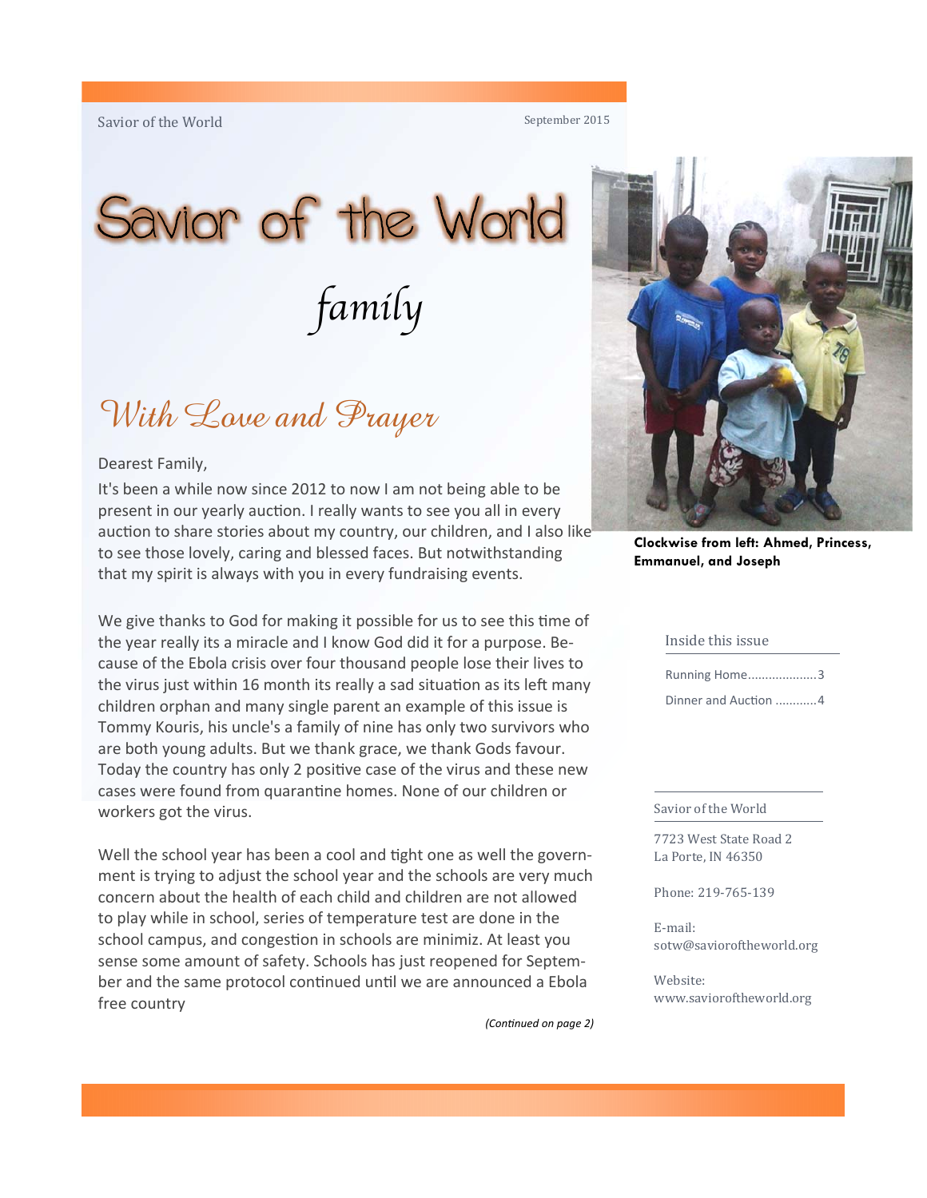# Savior of the World

*family*

## With Love and Prayer

Dearest Family,

It's been a while now since 2012 to now I am not being able to be present in our yearly auction. I really wants to see you all in every auction to share stories about my country, our children, and I also like to see those lovely, caring and blessed faces. But notwithstanding that my spirit is always with you in every fundraising events.

We give thanks to God for making it possible for us to see this time of the year really its a miracle and I know God did it for a purpose. Because of the Ebola crisis over four thousand people lose their lives to the virus just within 16 month its really a sad situation as its left many children orphan and many single parent an example of this issue is Tommy Kouris, his uncle's a family of nine has only two survivors who are both young adults. But we thank grace, we thank Gods favour. Today the country has only 2 positive case of the virus and these new cases were found from quarantine homes. None of our children or workers got the virus.

Well the school year has been a cool and tight one as well the government is trying to adjust the school year and the schools are very much concern about the health of each child and children are not allowed to play while in school, series of temperature test are done in the school campus, and congestion in schools are minimiz. At least you sense some amount of safety. Schools has just reopened for September and the same protocol continued until we are announced a Ebola free country

*(Continued on page 2)*

**Clockwise from left: Ahmed, Princess, Emmanuel, and Joseph**

### Inside this issue

Running Home....................3

Dinner and Auction ............4

### Savior of the World

7723 West State Road 2
La Porte, IN 46350

Phone: 219-765-139

E-mail:
sotw@savioroftheworld.org

Website:
www.savioroftheworld.org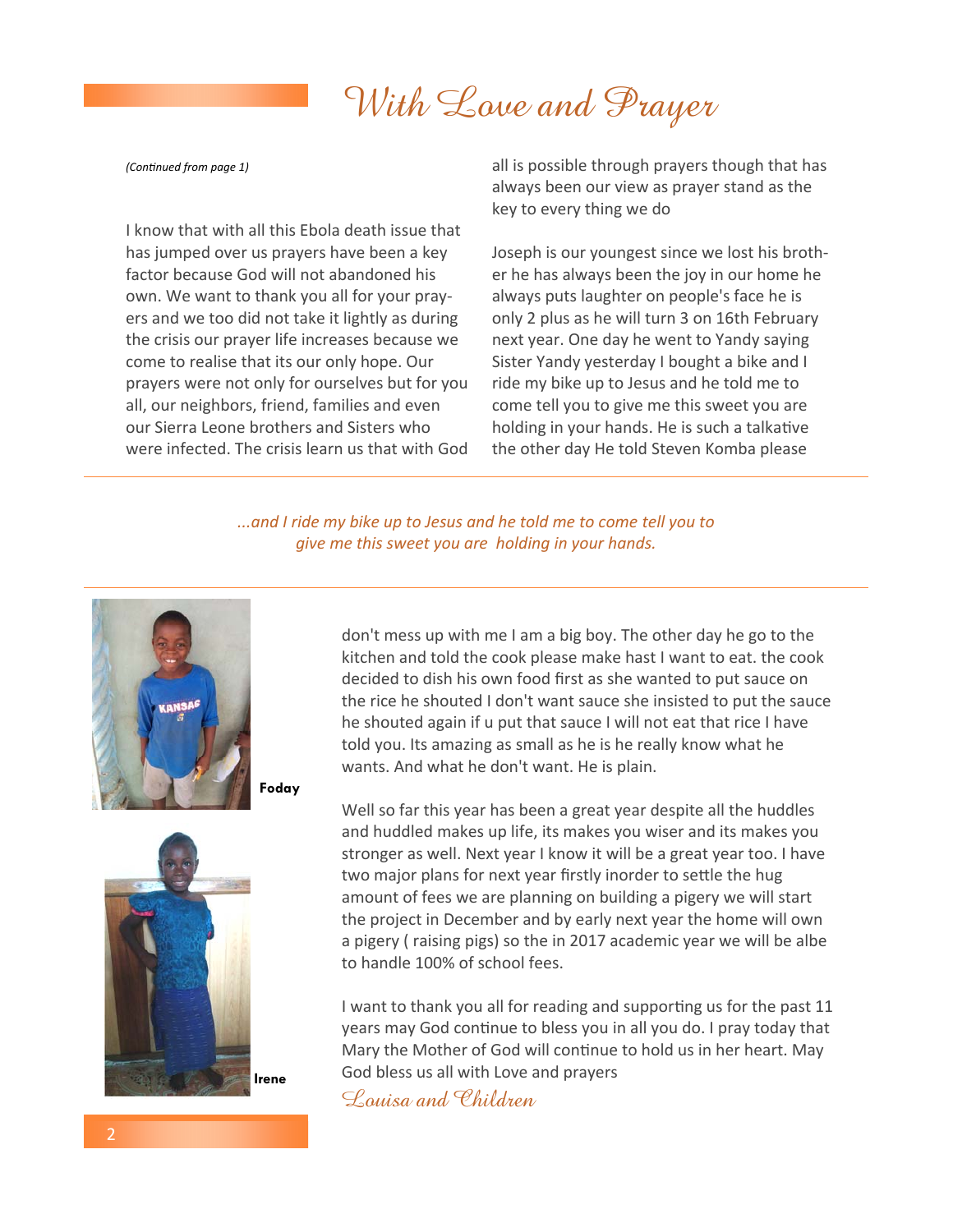# With Love and Prayer

*(Continued from page 1)*

I know that with all this Ebola death issue that has jumped over us prayers have been a key factor because God will not abandoned his own. We want to thank you all for your prayers and we too did not take it lightly as during the crisis our prayer life increases because we come to realise that its our only hope. Our prayers were not only for ourselves but for you all, our neighbors, friend, families and even our Sierra Leone brothers and Sisters who were infected. The crisis learn us that with God all is possible through prayers though that has always been our view as prayer stand as the key to every thing we do

Joseph is our youngest since we lost his brother he has always been the joy in our home he always puts laughter on people's face he is only 2 plus as he will turn 3 on 16th February next year. One day he went to Yandy saying Sister Yandy yesterday I bought a bike and I ride my bike up to Jesus and he told me to come tell you to give me this sweet you are holding in your hands. He is such a talkative the other day He told Steven Komba please don't mess up with me I am a big boy. The other day he go to the kitchen and told the cook please make hast I want to eat. the cook decided to dish his own food first as she wanted to put sauce on the rice he shouted I don't want sauce she insisted to put the sauce he shouted again if u put that sauce I will not eat that rice I have told you. Its amazing as small as he is he really know what he wants. And what he don't want. He is plain.

*...and I ride my bike up to Jesus and he told me to come tell you to give me this sweet you are holding in your hands.*

**Foday**

**Irene**

Well so far this year has been a great year despite all the huddles and huddled makes up life, its makes you wiser and its makes you stronger as well. Next year I know it will be a great year too. I have two major plans for next year firstly inorder to settle the hug amount of fees we are planning on building a pigery we will start the project in December and by early next year the home will own a pigery ( raising pigs) so the in 2017 academic year we will be albe to handle 100% of school fees.

I want to thank you all for reading and supporting us for the past 11 years may God continue to bless you in all you do. I pray today that Mary the Mother of God will continue to hold us in her heart. May God bless us all with Love and prayers

*Louisa and Children*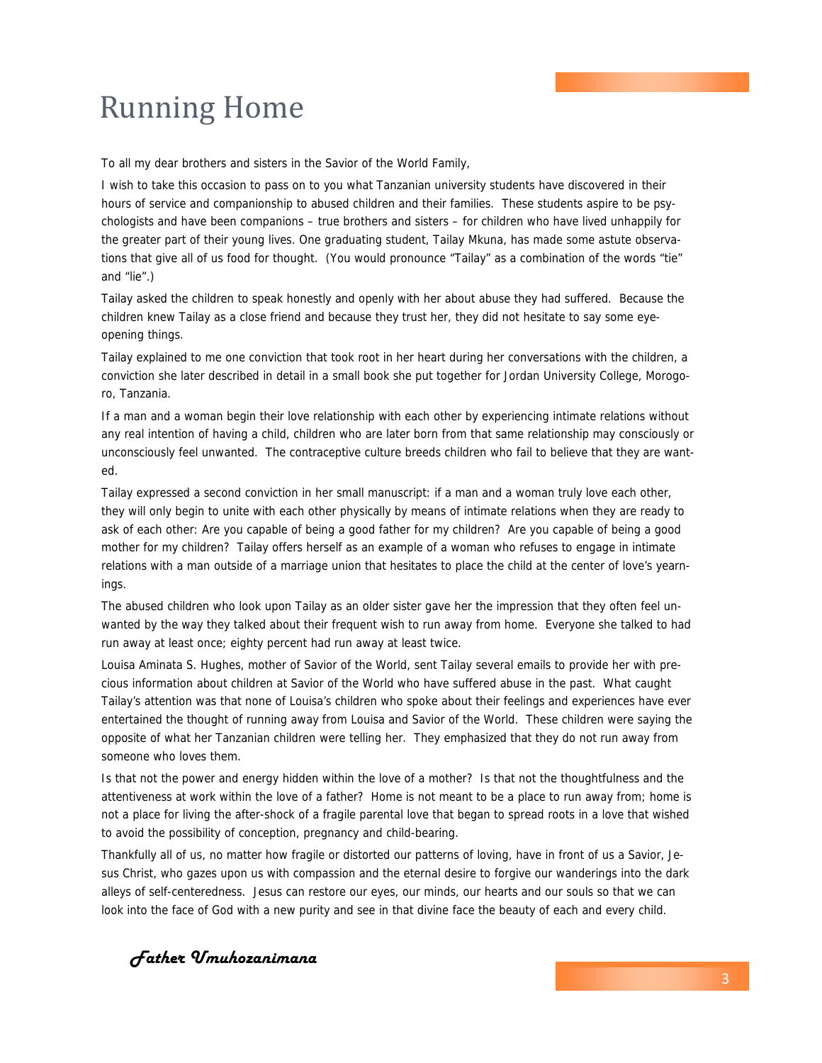# Running Home

To all my dear brothers and sisters in the Savior of the World Family,

I wish to take this occasion to pass on to you what Tanzanian university students have discovered in their hours of service and companionship to abused children and their families. These students aspire to be psychologists and have been companions – true brothers and sisters – for children who have lived unhappily for the greater part of their young lives. One graduating student, Tailay Mkuna, has made some astute observations that give all of us food for thought. (You would pronounce "Tailay" as a combination of the words "tie" and "lie".)

Tailay asked the children to speak honestly and openly with her about abuse they had suffered. Because the children knew Tailay as a close friend and because they trust her, they did not hesitate to say some eye-opening things.

Tailay explained to me one conviction that took root in her heart during her conversations with the children, a conviction she later described in detail in a small book she put together for Jordan University College, Morogoro, Tanzania.

If a man and a woman begin their love relationship with each other by experiencing intimate relations without any real intention of having a child, children who are later born from that same relationship may consciously or unconsciously feel unwanted. The contraceptive culture breeds children who fail to believe that they are wanted.

Tailay expressed a second conviction in her small manuscript: if a man and a woman truly love each other, they will only begin to unite with each other physically by means of intimate relations when they are ready to ask of each other: Are you capable of being a good father for my children? Are you capable of being a good mother for my children? Tailay offers herself as an example of a woman who refuses to engage in intimate relations with a man outside of a marriage union that hesitates to place the child at the center of love's yearnings.

The abused children who look upon Tailay as an older sister gave her the impression that they often feel unwanted by the way they talked about their frequent wish to run away from home. Everyone she talked to had run away at least once; eighty percent had run away at least twice.

Louisa Aminata S. Hughes, mother of Savior of the World, sent Tailay several emails to provide her with precious information about children at Savior of the World who have suffered abuse in the past. What caught Tailay's attention was that none of Louisa's children who spoke about their feelings and experiences have ever entertained the thought of running away from Louisa and Savior of the World. These children were saying the opposite of what her Tanzanian children were telling her. They emphasized that they do not run away from someone who loves them.

Is that not the power and energy hidden within the love of a mother? Is that not the thoughtfulness and the attentiveness at work within the love of a father? Home is not meant to be a place to run away from; home is not a place for living the after-shock of a fragile parental love that began to spread roots in a love that wished to avoid the possibility of conception, pregnancy and child-bearing.

Thankfully all of us, no matter how fragile or distorted our patterns of loving, have in front of us a Savior, Jesus Christ, who gazes upon us with compassion and the eternal desire to forgive our wanderings into the dark alleys of self-centeredness. Jesus can restore our eyes, our minds, our hearts and our souls so that we can look into the face of God with a new purity and see in that divine face the beauty of each and every child.

*Father Umuhozanimana*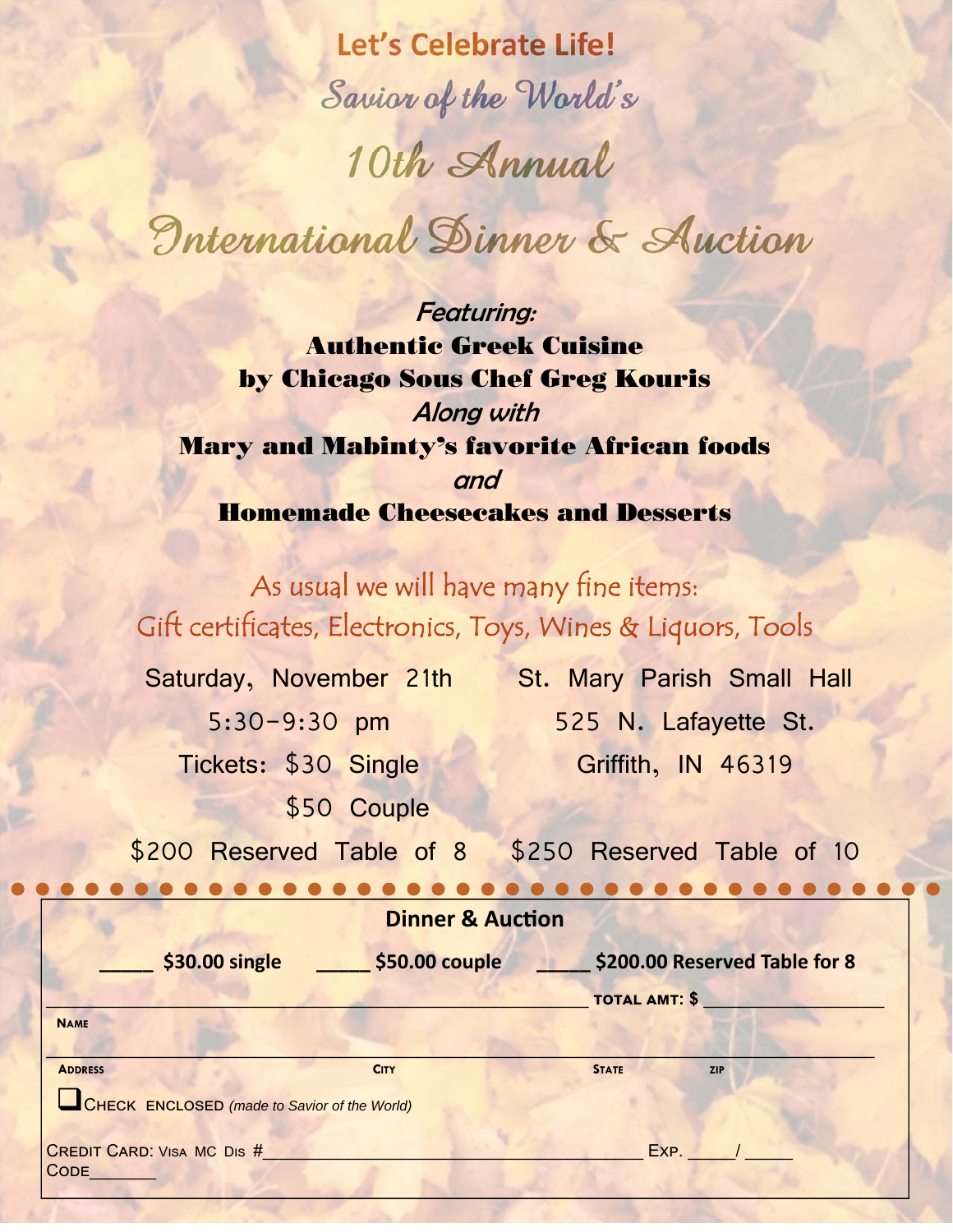# Let's Celebrate Life!

## Savior of the World's

## 10th Annual

## International Dinner & Auction

*Featuring:*

**Authentic Greek Cuisine**

**by Chicago Sous Chef Greg Kouris**

*Along with*

**Mary and Mabinty's favorite African foods**

*and*

**Homemade Cheesecakes and Desserts**

As usual we will have many fine items:
Gift certificates, Electronics, Toys, Wines & Liquors, Tools

Saturday, November 21th
5:30-9:30 pm
Tickets: $30 Single
$50 Couple

St. Mary Parish Small Hall
525 N. Lafayette St.
Griffith, IN 46319

$200 Reserved Table of 8 $250 Reserved Table of 10

---

**Dinner & Auction**

**_____ $30.00 single** **_____ $50.00 couple** **_____ $200.00 Reserved Table for 8**

_______________________________________________ **TOTAL AMT: $** ________________

NAME

_______________________________________________________________________

ADDRESS CITY STATE ZIP

☐ CHECK ENCLOSED *(made to Savior of the World)*

CREDIT CARD: VISA MC DIS #________________________________________ EXP. _____/ _____

CODE_______